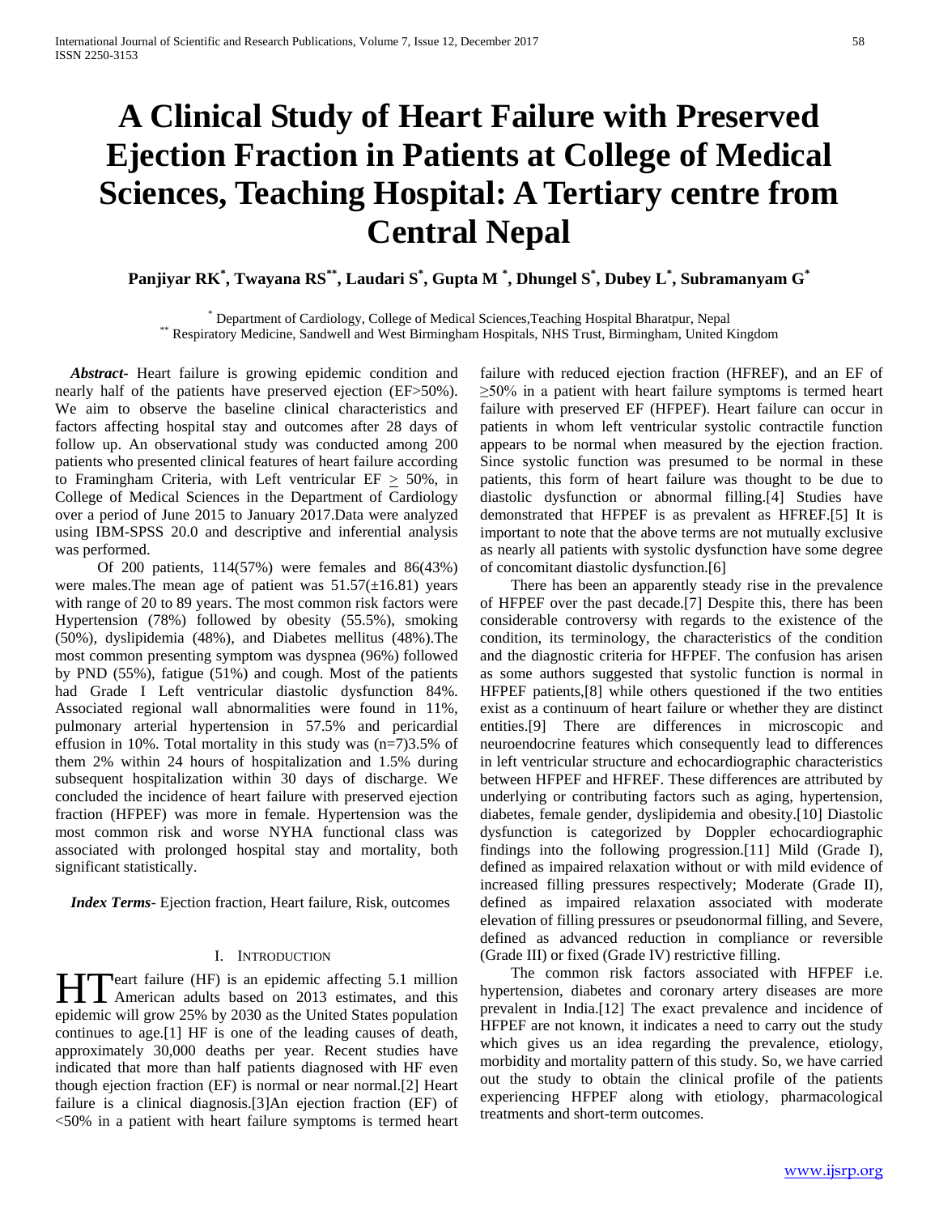# A Clinical Study of Heart Failure with Preserved Ejection Fraction in Patients at College of Medical Sciences, Teaching Hospital: A Tertiary centre from Central Nepal

**Panjiyar RK[*], Twayana RS[**], Laudari S[*], Gupta M [*], Dhungel S[*], Dubey L[*], Subramanyam G[*]**

[*] Department of Cardiology, College of Medical Sciences,Teaching Hospital Bharatpur, Nepal
[**] Respiratory Medicine, Sandwell and West Birmingham Hospitals, NHS Trust, Birmingham, United Kingdom

***Abstract-*** Heart failure is growing epidemic condition and nearly half of the patients have preserved ejection (EF>50%). We aim to observe the baseline clinical characteristics and factors affecting hospital stay and outcomes after 28 days of follow up. An observational study was conducted among 200 patients who presented clinical features of heart failure according to Framingham Criteria, with Left ventricular EF $\geq$ 50%, in College of Medical Sciences in the Department of Cardiology over a period of June 2015 to January 2017.Data were analyzed using IBM-SPSS 20.0 and descriptive and inferential analysis was performed.

Of 200 patients, 114(57%) were females and 86(43%) were males.The mean age of patient was 51.57(±16.81) years with range of 20 to 89 years. The most common risk factors were Hypertension (78%) followed by obesity (55.5%), smoking (50%), dyslipidemia (48%), and Diabetes mellitus (48%).The most common presenting symptom was dyspnea (96%) followed by PND (55%), fatigue (51%) and cough. Most of the patients had Grade I Left ventricular diastolic dysfunction 84%. Associated regional wall abnormalities were found in 11%, pulmonary arterial hypertension in 57.5% and pericardial effusion in 10%. Total mortality in this study was (n=7)3.5% of them 2% within 24 hours of hospitalization and 1.5% during subsequent hospitalization within 30 days of discharge. We concluded the incidence of heart failure with preserved ejection fraction (HFPEF) was more in female. Hypertension was the most common risk and worse NYHA functional class was associated with prolonged hospital stay and mortality, both significant statistically.

***Index Terms-*** Ejection fraction, Heart failure, Risk, outcomes

## I. Introduction

Heart failure (HF) is an epidemic affecting 5.1 million American adults based on 2013 estimates, and this epidemic will grow 25% by 2030 as the United States population continues to age.[1] HF is one of the leading causes of death, approximately 30,000 deaths per year. Recent studies have indicated that more than half patients diagnosed with HF even though ejection fraction (EF) is normal or near normal.[2] Heart failure is a clinical diagnosis.[3]An ejection fraction (EF) of <50% in a patient with heart failure symptoms is termed heart failure with reduced ejection fraction (HFREF), and an EF of ≥50% in a patient with heart failure symptoms is termed heart failure with preserved EF (HFPEF). Heart failure can occur in patients in whom left ventricular systolic contractile function appears to be normal when measured by the ejection fraction. Since systolic function was presumed to be normal in these patients, this form of heart failure was thought to be due to diastolic dysfunction or abnormal filling.[4] Studies have demonstrated that HFPEF is as prevalent as HFREF.[5] It is important to note that the above terms are not mutually exclusive as nearly all patients with systolic dysfunction have some degree of concomitant diastolic dysfunction.[6]

There has been an apparently steady rise in the prevalence of HFPEF over the past decade.[7] Despite this, there has been considerable controversy with regards to the existence of the condition, its terminology, the characteristics of the condition and the diagnostic criteria for HFPEF. The confusion has arisen as some authors suggested that systolic function is normal in HFPEF patients,[8] while others questioned if the two entities exist as a continuum of heart failure or whether they are distinct entities.[9] There are differences in microscopic and neuroendocrine features which consequently lead to differences in left ventricular structure and echocardiographic characteristics between HFPEF and HFREF. These differences are attributed by underlying or contributing factors such as aging, hypertension, diabetes, female gender, dyslipidemia and obesity.[10] Diastolic dysfunction is categorized by Doppler echocardiographic findings into the following progression.[11] Mild (Grade I), defined as impaired relaxation without or with mild evidence of increased filling pressures respectively; Moderate (Grade II), defined as impaired relaxation associated with moderate elevation of filling pressures or pseudonormal filling, and Severe, defined as advanced reduction in compliance or reversible (Grade III) or fixed (Grade IV) restrictive filling.

The common risk factors associated with HFPEF i.e. hypertension, diabetes and coronary artery diseases are more prevalent in India.[12] The exact prevalence and incidence of HFPEF are not known, it indicates a need to carry out the study which gives us an idea regarding the prevalence, etiology, morbidity and mortality pattern of this study. So, we have carried out the study to obtain the clinical profile of the patients experiencing HFPEF along with etiology, pharmacological treatments and short-term outcomes.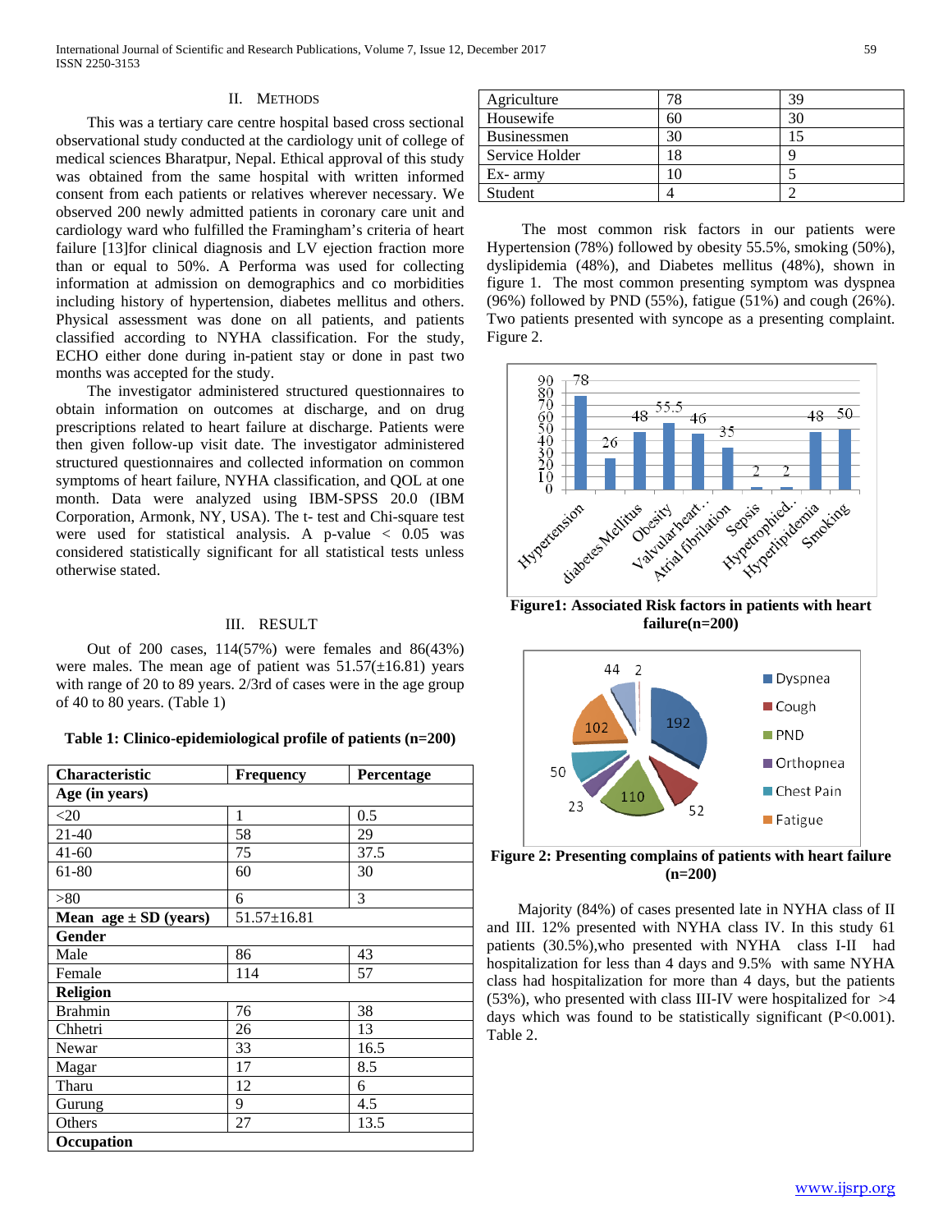## II. METHODS

This was a tertiary care center hospital based cross sectional observational study conducted at the cardiology unit of college of medical sciences Bharatpur, Nepal. Ethical approval of this study was obtained from the same hospital with written informed consent from each patients or relatives wherever necessary. We observed 200 newly admitted patients in coronary care unit and cardiology ward who fulfilled the Framingham's criteria of heart failure [13]for clinical diagnosis and LV ejection fraction more than or equal to 50%. A Performa was used for collecting information at admission on demographics and co morbidities including history of hypertension, diabetes mellitus and others. Physical assessment was done on all patients, and patients classified according to NYHA classification. For the study, ECHO either done during in-patient stay or done in past two months was accepted for the study.

The investigator administered structured questionnaires to obtain information on outcomes at discharge, and on drug prescriptions related to heart failure at discharge. Patients were then given follow-up visit date. The investigator administered structured questionnaires and collected information on common symptoms of heart failure, NYHA classification, and QOL at one month. Data were analyzed using IBM-SPSS 20.0 (IBM Corporation, Armonk, NY, USA). The t- test and Chi-square test were used for statistical analysis. A p-value < 0.05 was considered statistically significant for all statistical tests unless otherwise stated.

## III. RESULT

Out of 200 cases, 114(57%) were females and 86(43%) were males. The mean age of patient was 51.57(±16.81) years with range of 20 to 89 years. 2/3rd of cases were in the age group of 40 to 80 years. (Table 1)

**Table 1: Clinico-epidemiological profile of patients (n=200)**

| Characteristic | Frequency | Percentage |
|---|---|---|
| **Age (in years)** | | |
| <20 | 1 | 0.5 |
| 21-40 | 58 | 29 |
| 41-60 | 75 | 37.5 |
| 61-80 | 60 | 30 |
| >80 | 6 | 3 |
| **Mean age ± SD (years)** | 51.57±16.81 | |
| **Gender** | | |
| Male | 86 | 43 |
| Female | 114 | 57 |
| **Religion** | | |
| Brahmin | 76 | 38 |
| Chhetri | 26 | 13 |
| Newar | 33 | 16.5 |
| Magar | 17 | 8.5 |
| Tharu | 12 | 6 |
| Gurung | 9 | 4.5 |
| Others | 27 | 13.5 |
| **Occupation** | | |
| Agriculture | 78 | 39 |
| Housewife | 60 | 30 |
| Businessmen | 30 | 15 |
| Service Holder | 18 | 9 |
| Ex- army | 10 | 5 |
| Student | 4 | 2 |

The most common risk factors in our patients were Hypertension (78%) followed by obesity 55.5%, smoking (50%), dyslipidemia (48%), and Diabetes mellitus (48%), shown in figure 1. The most common presenting symptom was dyspnea (96%) followed by PND (55%), fatigue (51%) and cough (26%). Two patients presented with syncope as a presenting complaint. Figure 2.

**Figure1: Associated Risk factors in patients with heart failure(n=200)**

**Figure 2: Presenting complains of patients with heart failure (n=200)**

Majority (84%) of cases presented late in NYHA class of II and III. 12% presented with NYHA class IV. In this study 61 patients (30.5%),who presented with NYHA class I-II had hospitalization for less than 4 days and 9.5% with same NYHA class had hospitalization for more than 4 days, but the patients (53%), who presented with class III-IV were hospitalized for >4 days which was found to be statistically significant (P<0.001). Table 2.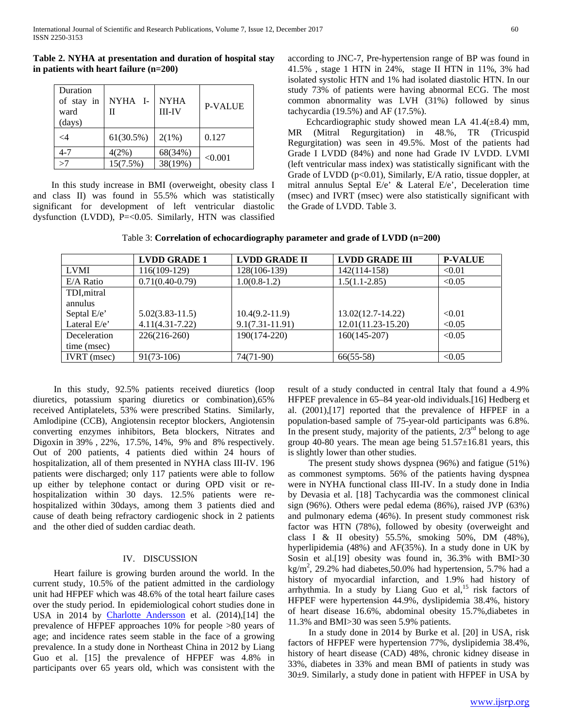**Table 2. NYHA at presentation and duration of hospital stay in patients with heart failure (n=200)**

| Duration of stay in ward (days) | NYHA I-II | NYHA III-IV | P-VALUE |
|---|---|---|---|
| <4 | 61(30.5%) | 2(1%) | 0.127 |
| 4-7 | 4(2%) | 68(34%) | <0.001 |
| >7 | 15(7.5%) | 38(19%) | |

In this study increase in BMI (overweight, obesity class I and class II) was found in 55.5% which was statistically significant for development of left ventricular diastolic dysfunction (LVDD), P=<0.05. Similarly, HTN was classified according to JNC-7, Pre-hypertension range of BP was found in 41.5% , stage 1 HTN in 24%, stage II HTN in 11%, 3% had isolated systolic HTN and 1% had isolated diastolic HTN. In our study 73% of patients were having abnormal ECG. The most common abnormality was LVH (31%) followed by sinus tachycardia (19.5%) and AF (17.5%).

Echcardiographic study showed mean LA 41.4(±8.4) mm, MR (Mitral Regurgitation) in 48.%, TR (Tricuspid Regurgitation) was seen in 49.5%. Most of the patients had Grade I LVDD (84%) and none had Grade IV LVDD. LVMI (left ventricular mass index) was statistically significant with the Grade of LVDD (p<0.01), Similarly, E/A ratio, tissue doppler, at mitral annulus Septal E/e' & Lateral E/e', Deceleration time (msec) and IVRT (msec) were also statistically significant with the Grade of LVDD. Table 3.

Table 3: **Correlation of echocardiography parameter and grade of LVDD (n=200)**

| | LVDD GRADE 1 | LVDD GRADE II | LVDD GRADE III | P-VALUE |
|---|---|---|---|---|
| LVMI | 116(109-129) | 128(106-139) | 142(114-158) | <0.01 |
| E/A Ratio | 0.71(0.40-0.79) | 1.0(0.8-1.2) | 1.5(1.1-2.85) | <0.05 |
| TDI,mitral annulus | | | | |
| Septal E/e' | 5.02(3.83-11.5) | 10.4(9.2-11.9) | 13.02(12.7-14.22) | <0.01 |
| Lateral E/e' | 4.11(4.31-7.22) | 9.1(7.31-11.91) | 12.01(11.23-15.20) | <0.05 |
| Deceleration time (msec) | 226(216-260) | 190(174-220) | 160(145-207) | <0.05 |
| IVRT (msec) | 91(73-106) | 74(71-90) | 66(55-58) | <0.05 |

In this study, 92.5% patients received diuretics (loop diuretics, potassium sparing diuretics or combination),65% received Antiplatelets, 53% were prescribed Statins. Similarly, Amlodipine (CCB), Angiotensin receptor blockers, Angiotensin converting enzymes inhibitors, Beta blockers, Nitrates and Digoxin in 39% , 22%, 17.5%, 14%, 9% and 8% respectively. Out of 200 patients, 4 patients died within 24 hours of hospitalization, all of them presented in NYHA class III-IV. 196 patients were discharged; only 117 patients were able to follow up either by telephone contact or during OPD visit or re-hospitalization within 30 days. 12.5% patients were re-hospitalized within 30days, among them 3 patients died and cause of death being refractory cardiogenic shock in 2 patients and the other died of sudden cardiac death.

## IV. DISCUSSION

Heart failure is growing burden around the world. In the current study, 10.5% of the patient admitted in the cardiology unit had HFPEF which was 48.6% of the total heart failure cases over the study period. In epidemiological cohort studies done in USA in 2014 by Charlotte Andersson et al. (2014),[14] the prevalence of HFPEF approaches 10% for people >80 years of age; and incidence rates seem stable in the face of a growing prevalence. In a study done in Northeast China in 2012 by Liang Guo et al. [15] the prevalence of HFPEF was 4.8% in participants over 65 years old, which was consistent with the result of a study conducted in central Italy that found a 4.9% HFPEF prevalence in 65–84 year-old individuals.[16] Hedberg et al. (2001),[17] reported that the prevalence of HFPEF in a population-based sample of 75-year-old participants was 6.8%. In the present study, majority of the patients, 2/3rd belong to age group 40-80 years. The mean age being 51.57±16.81 years, this is slightly lower than other studies.

The present study shows dyspnea (96%) and fatigue (51%) as commonest symptoms. 56% of the patients having dyspnea were in NYHA functional class III-IV. In a study done in India by Devasia et al. [18] Tachycardia was the commonest clinical sign (96%). Others were pedal edema (86%), raised JVP (63%) and pulmonary edema (46%). In present study commonest risk factor was HTN (78%), followed by obesity (overweight and class I & II obesity) 55.5%, smoking 50%, DM (48%), hyperlipidemia (48%) and AF(35%). In a study done in UK by Sosin et al.[19] obesity was found in, 36.3% with BMI>30 $kg/m^2$, 29.2% had diabetes,50.0% had hypertension, 5.7% had a history of myocardial infarction, and 1.9% had history of arrhythmia. In a study by Liang Guo et al,[15] risk factors of HFPEF were hypertension 44.9%, dyslipidemia 38.4%, history of heart disease 16.6%, abdominal obesity 15.7%,diabetes in 11.3% and BMI>30 was seen 5.9% patients.

In a study done in 2014 by Burke et al. [20] in USA, risk factors of HFPEF were hypertension 77%, dyslipidemia 38.4%, history of heart disease (CAD) 48%, chronic kidney disease in 33%, diabetes in 33% and mean BMI of patients in study was 30±9. Similarly, a study done in patient with HFPEF in USA by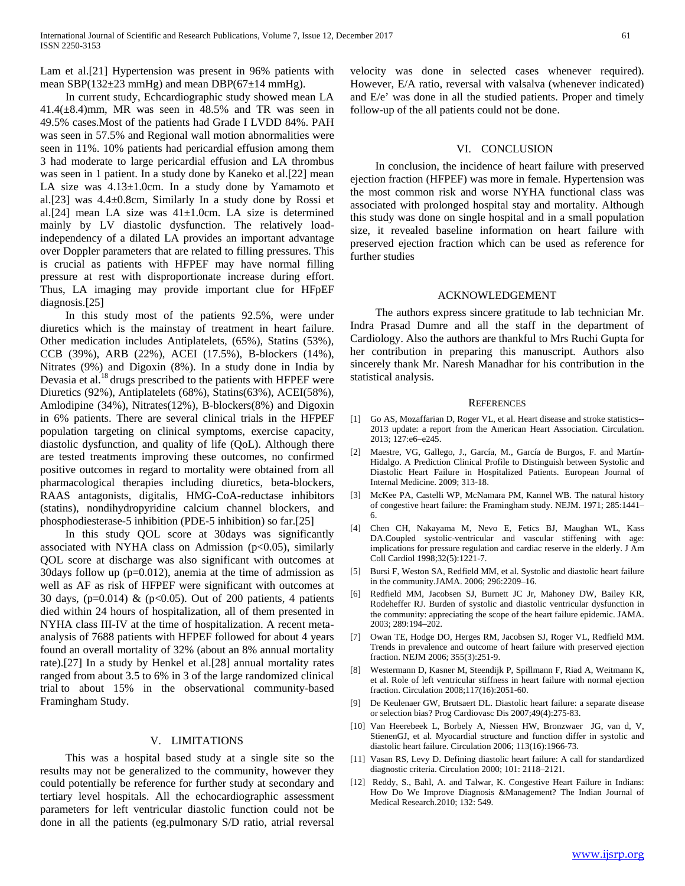Lam et al.[21] Hypertension was present in 96% patients with mean SBP(132±23 mmHg) and mean DBP(67±14 mmHg).

In current study, Echcardiographic study showed mean LA 41.4(±8.4)mm, MR was seen in 48.5% and TR was seen in 49.5% cases.Most of the patients had Grade I LVDD 84%. PAH was seen in 57.5% and Regional wall motion abnormalities were seen in 11%. 10% patients had pericardial effusion among them 3 had moderate to large pericardial effusion and LA thrombus was seen in 1 patient. In a study done by Kaneko et al.[22] mean LA size was 4.13±1.0cm. In a study done by Yamamoto et al.[23] was 4.4±0.8cm, Similarly In a study done by Rossi et al.[24] mean LA size was 41±1.0cm. LA size is determined mainly by LV diastolic dysfunction. The relatively load-independency of a dilated LA provides an important advantage over Doppler parameters that are related to filling pressures. This is crucial as patients with HFPEF may have normal filling pressure at rest with disproportionate increase during effort. Thus, LA imaging may provide important clue for HFpEF diagnosis.[25]

In this study most of the patients 92.5%, were under diuretics which is the mainstay of treatment in heart failure. Other medication includes Antiplatelets, (65%), Statins (53%), CCB (39%), ARB (22%), ACEI (17.5%), B-blockers (14%), Nitrates (9%) and Digoxin (8%). In a study done in India by Devasia et al.[18] drugs prescribed to the patients with HFPEF were Diuretics (92%), Antiplatelets (68%), Statins(63%), ACEI(58%), Amlodipine (34%), Nitrates(12%), B-blockers(8%) and Digoxin in 6% patients. There are several clinical trials in the HFPEF population targeting on clinical symptoms, exercise capacity, diastolic dysfunction, and quality of life (QoL). Although there are tested treatments improving these outcomes, no confirmed positive outcomes in regard to mortality were obtained from all pharmacological therapies including diuretics, beta-blockers, RAAS antagonists, digitalis, HMG-CoA-reductase inhibitors (statins), nondihydropyridine calcium channel blockers, and phosphodiesterase-5 inhibition (PDE-5 inhibition) so far.[25]

In this study QOL score at 30days was significantly associated with NYHA class on Admission ($p<0.05$), similarly QOL score at discharge was also significant with outcomes at 30days follow up ($p=0.012$), anemia at the time of admission as well as AF as risk of HFPEF were significant with outcomes at 30 days, ($p=0.014$) & ($p<0.05$). Out of 200 patients, 4 patients died within 24 hours of hospitalization, all of them presented in NYHA class III-IV at the time of hospitalization. A recent meta-analysis of 7688 patients with HFPEF followed for about 4 years found an overall mortality of 32% (about an 8% annual mortality rate).[27] In a study by Henkel et al.[28] annual mortality rates ranged from about 3.5 to 6% in 3 of the large randomized clinical trial to about 15% in the observational community-based Framingham Study.

## V. LIMITATIONS

This was a hospital based study at a single site so the results may not be generalized to the community, however they could potentially be reference for further study at secondary and tertiary level hospitals. All the echocardiographic assessment parameters for left ventricular diastolic function could not be done in all the patients (eg.pulmonary S/D ratio, atrial reversal velocity was done in selected cases whenever required). However, E/A ratio, reversal with valsalva (whenever indicated) and E/e' was done in all the studied patients. Proper and timely follow-up of the all patients could not be done.

## VI. CONCLUSION

In conclusion, the incidence of heart failure with preserved ejection fraction (HFPEF) was more in female. Hypertension was the most common risk and worse NYHA functional class was associated with prolonged hospital stay and mortality. Although this study was done on single hospital and in a small population size, it revealed baseline information on heart failure with preserved ejection fraction which can be used as reference for further studies

## ACKNOWLEDGEMENT

The authors express sincere gratitude to lab technician Mr. Indra Prasad Dumre and all the staff in the department of Cardiology. Also the authors are thankful to Mrs Ruchi Gupta for her contribution in preparing this manuscript. Authors also sincerely thank Mr. Naresh Manadhar for his contribution in the statistical analysis.

## REFERENCES

[1] Go AS, Mozaffarian D, Roger VL, et al. Heart disease and stroke statistics--2013 update: a report from the American Heart Association. Circulation. 2013; 127:e6–e245.

[2] Maestre, VG, Gallego, J., García, M., García de Burgos, F. and Martín-Hidalgo. A Prediction Clinical Profile to Distinguish between Systolic and Diastolic Heart Failure in Hospitalized Patients. European Journal of Internal Medicine. 2009; 313-18.

[3] McKee PA, Castelli WP, McNamara PM, Kannel WB. The natural history of congestive heart failure: the Framingham study. NEJM. 1971; 285:1441–6.

[4] Chen CH, Nakayama M, Nevo E, Fetics BJ, Maughan WL, Kass DA.Coupled systolic-ventricular and vascular stiffening with age: implications for pressure regulation and cardiac reserve in the elderly. J Am Coll Cardiol 1998;32(5):1221-7.

[5] Bursi F, Weston SA, Redfield MM, et al. Systolic and diastolic heart failure in the community.JAMA. 2006; 296:2209–16.

[6] Redfield MM, Jacobsen SJ, Burnett JC Jr, Mahoney DW, Bailey KR, Rodeheffer RJ. Burden of systolic and diastolic ventricular dysfunction in the community: appreciating the scope of the heart failure epidemic. JAMA. 2003; 289:194–202.

[7] Owan TE, Hodge DO, Herges RM, Jacobsen SJ, Roger VL, Redfield MM. Trends in prevalence and outcome of heart failure with preserved ejection fraction. NEJM 2006; 355(3):251-9.

[8] Westermann D, Kasner M, Steendijk P, Spillmann F, Riad A, Weitmann K, et al. Role of left ventricular stiffness in heart failure with normal ejection fraction. Circulation 2008;117(16):2051-60.

[9] De Keulenaer GW, Brutsaert DL. Diastolic heart failure: a separate disease or selection bias? Prog Cardiovasc Dis 2007;49(4):275-83.

[10] Van Heerebeek L, Borbely A, Niessen HW, Bronzwaer JG, van d, V, StienenGJ, et al. Myocardial structure and function differ in systolic and diastolic heart failure. Circulation 2006; 113(16):1966-73.

[11] Vasan RS, Levy D. Defining diastolic heart failure: A call for standardized diagnostic criteria. Circulation 2000; 101: 2118–2121.

[12] Reddy, S., Bahl, A. and Talwar, K. Congestive Heart Failure in Indians: How Do We Improve Diagnosis &Management? The Indian Journal of Medical Research.2010; 132: 549.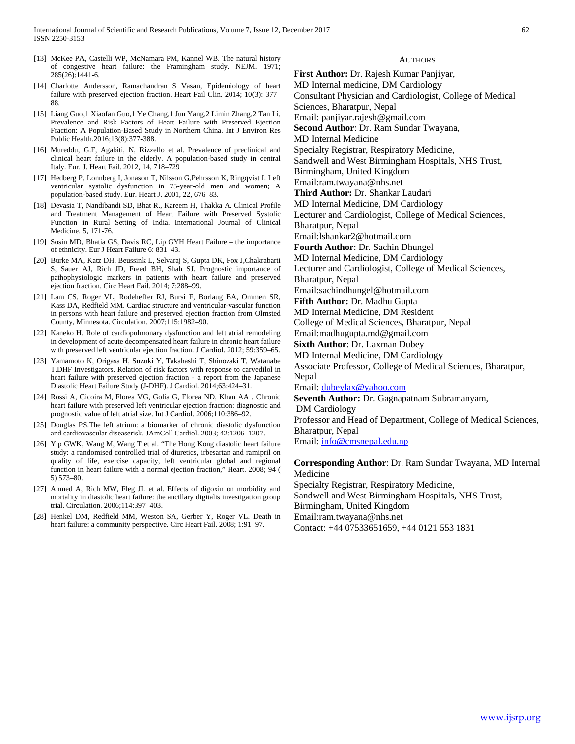[13] McKee PA, Castelli WP, McNamara PM, Kannel WB. The natural history of congestive heart failure: the Framingham study. NEJM. 1971; 285(26):1441-6.

[14] Charlotte Andersson, Ramachandran S Vasan, Epidemiology of heart failure with preserved ejection fraction. Heart Fail Clin. 2014; 10(3): 377–88.

[15] Liang Guo,1 Xiaofan Guo,1 Ye Chang,1 Jun Yang,2 Limin Zhang,2 Tan Li, Prevalence and Risk Factors of Heart Failure with Preserved Ejection Fraction: A Population-Based Study in Northern China. Int J Environ Res Public Health.2016;13(8):377-388.

[16] Mureddu, G.F, Agabiti, N, Rizzello et al. Prevalence of preclinical and clinical heart failure in the elderly. A population-based study in central Italy. Eur. J. Heart Fail. 2012, 14, 718–729

[17] Hedberg P, Lonnberg I, Jonason T, Nilsson G,Pehrsson K, Ringqvist I. Left ventricular systolic dysfunction in 75-year-old men and women; A population-based study. Eur. Heart J. 2001, 22, 676–83.

[18] Devasia T, Nandibandi SD, Bhat R., Kareem H, Thakka A. Clinical Profile and Treatment Management of Heart Failure with Preserved Systolic Function in Rural Setting of India. International Journal of Clinical Medicine. 5, 171-76.

[19] Sosin MD, Bhatia GS, Davis RC, Lip GYH Heart Failure – the importance of ethnicity. Eur J Heart Failure 6: 831–43.

[20] Burke MA, Katz DH, Beussink L, Selvaraj S, Gupta DK, Fox J,Chakrabarti S, Sauer AJ, Rich JD, Freed BH, Shah SJ. Prognostic importance of pathophysiologic markers in patients with heart failure and preserved ejection fraction. Circ Heart Fail. 2014; 7:288–99.

[21] Lam CS, Roger VL, Rodeheffer RJ, Bursi F, Borlaug BA, Ommen SR, Kass DA, Redfield MM. Cardiac structure and ventricular-vascular function in persons with heart failure and preserved ejection fraction from Olmsted County, Minnesota. Circulation. 2007;115:1982–90.

[22] Kaneko H. Role of cardiopulmonary dysfunction and left atrial remodeling in development of acute decompensated heart failure in chronic heart failure with preserved left ventricular ejection fraction. J Cardiol. 2012; 59:359–65.

[23] Yamamoto K, Origasa H, Suzuki Y, Takahashi T, Shinozaki T, Watanabe T.DHF Investigators. Relation of risk factors with response to carvedilol in heart failure with preserved ejection fraction - a report from the Japanese Diastolic Heart Failure Study (J-DHF). J Cardiol. 2014;63:424–31.

[24] Rossi A, Cicoira M, Florea VG, Golia G, Florea ND, Khan AA . Chronic heart failure with preserved left ventricular ejection fraction: diagnostic and prognostic value of left atrial size. Int J Cardiol. 2006;110:386–92.

[25] Douglas PS.The left atrium: a biomarker of chronic diastolic dysfunction and cardiovascular diseaserisk. JAmColl Cardiol. 2003; 42:1206–1207.

[26] Yip GWK, Wang M, Wang T et al. "The Hong Kong diastolic heart failure study: a randomised controlled trial of diuretics, irbesartan and ramipril on quality of life, exercise capacity, left ventricular global and regional function in heart failure with a normal ejection fraction," Heart. 2008; 94 ( 5) 573–80.

[27] Ahmed A, Rich MW, Fleg JL et al. Effects of digoxin on morbidity and mortality in diastolic heart failure: the ancillary digitalis investigation group trial. Circulation. 2006;114:397–403.

[28] Henkel DM, Redfield MM, Weston SA, Gerber Y, Roger VL. Death in heart failure: a community perspective. Circ Heart Fail. 2008; 1:91–97.

## AUTHORS

**First Author:** Dr. Rajesh Kumar Panjiyar,
MD Internal medicine, DM Cardiology
Consultant Physician and Cardiologist, College of Medical Sciences, Bharatpur, Nepal
Email: panjiyar.rajesh@gmail.com

**Second Author**: Dr. Ram Sundar Twayana,
MD Internal Medicine
Specialty Registrar, Respiratory Medicine,
Sandwell and West Birmingham Hospitals, NHS Trust,
Birmingham, United Kingdom
Email:ram.twayana@nhs.net

**Third Author:** Dr. Shankar Laudari
MD Internal Medicine, DM Cardiology
Lecturer and Cardiologist, College of Medical Sciences,
Bharatpur, Nepal
Email:lshankar2@hotmail.com

**Fourth Author**: Dr. Sachin Dhungel
MD Internal Medicine, DM Cardiology
Lecturer and Cardiologist, College of Medical Sciences,
Bharatpur, Nepal
Email:sachindhungel@hotmail.com

**Fifth Author:** Dr. Madhu Gupta
MD Internal Medicine, DM Resident
College of Medical Sciences, Bharatpur, Nepal
Email:madhugupta.md@gmail.com

**Sixth Author**: Dr. Laxman Dubey
MD Internal Medicine, DM Cardiology
Associate Professor, College of Medical Sciences, Bharatpur, Nepal
Email: dubeylax@yahoo.com

**Seventh Author:** Dr. Gagnapatnam Subramanyam,
DM Cardiology
Professor and Head of Department, College of Medical Sciences, Bharatpur, Nepal
Email: info@cmsnepal.edu.np

**Corresponding Author**: Dr. Ram Sundar Twayana, MD Internal Medicine
Specialty Registrar, Respiratory Medicine,
Sandwell and West Birmingham Hospitals, NHS Trust,
Birmingham, United Kingdom
Email:ram.twayana@nhs.net
Contact: +44 07533651659, +44 0121 553 1831